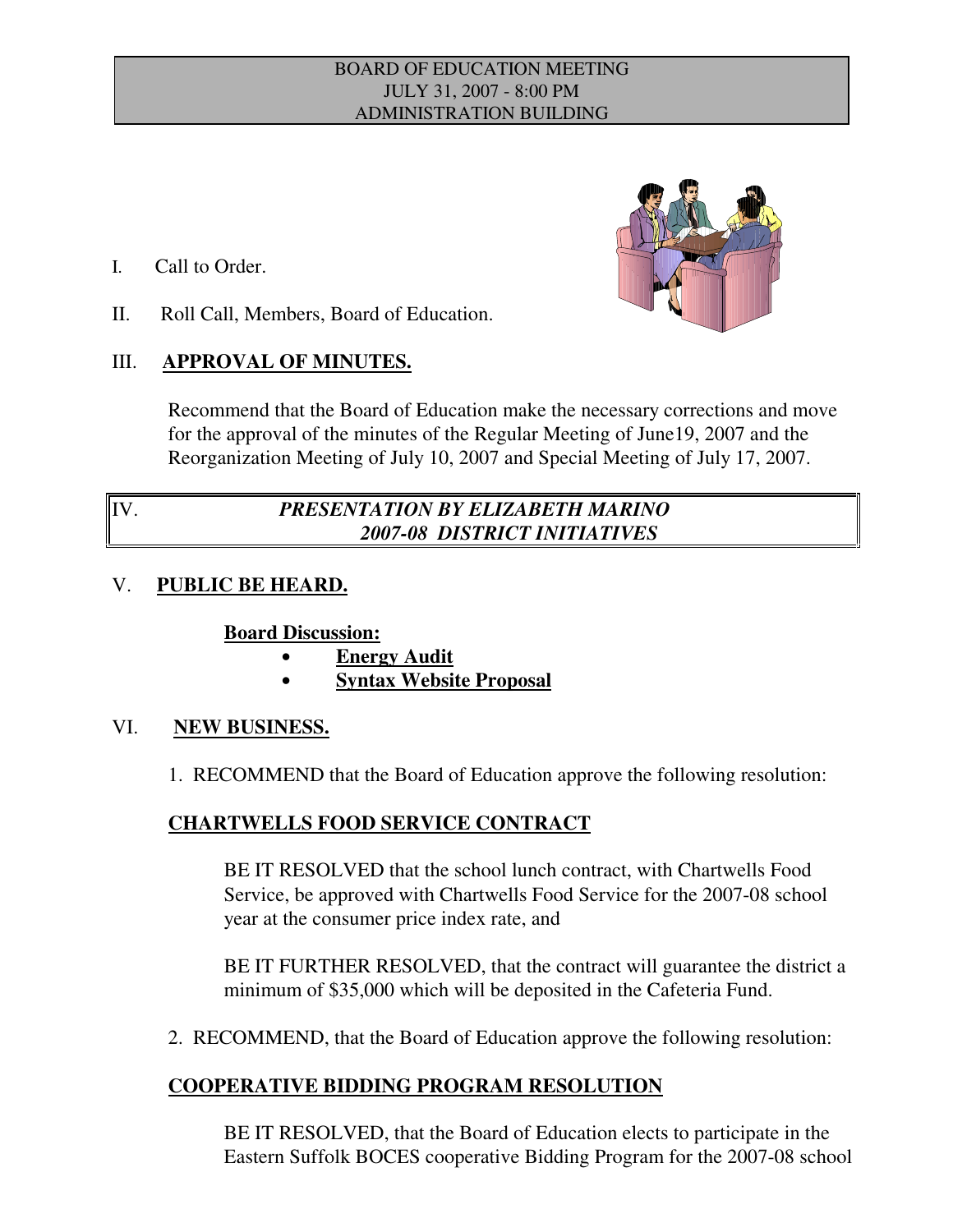BOARD OF EDUCATION MEETING
JULY 31, 2007 - 8:00 PM
ADMINISTRATION BUILDING

I. Call to Order.

II. Roll Call, Members, Board of Education.

III. **APPROVAL OF MINUTES.**

Recommend that the Board of Education make the necessary corrections and move for the approval of the minutes of the Regular Meeting of June19, 2007 and the Reorganization Meeting of July 10, 2007 and Special Meeting of July 17, 2007.

IV. ***PRESENTATION BY ELIZABETH MARINO***
***2007-08 DISTRICT INITIATIVES***

V. **PUBLIC BE HEARD.**

**Board Discussion:**

- **Energy Audit**
- **Syntax Website Proposal**

VI. **NEW BUSINESS.**

1. RECOMMEND that the Board of Education approve the following resolution:

**CHARTWELLS FOOD SERVICE CONTRACT**

BE IT RESOLVED that the school lunch contract, with Chartwells Food Service, be approved with Chartwells Food Service for the 2007-08 school year at the consumer price index rate, and

BE IT FURTHER RESOLVED, that the contract will guarantee the district a minimum of $35,000 which will be deposited in the Cafeteria Fund.

2. RECOMMEND, that the Board of Education approve the following resolution:

**COOPERATIVE BIDDING PROGRAM RESOLUTION**

BE IT RESOLVED, that the Board of Education elects to participate in the Eastern Suffolk BOCES cooperative Bidding Program for the 2007-08 school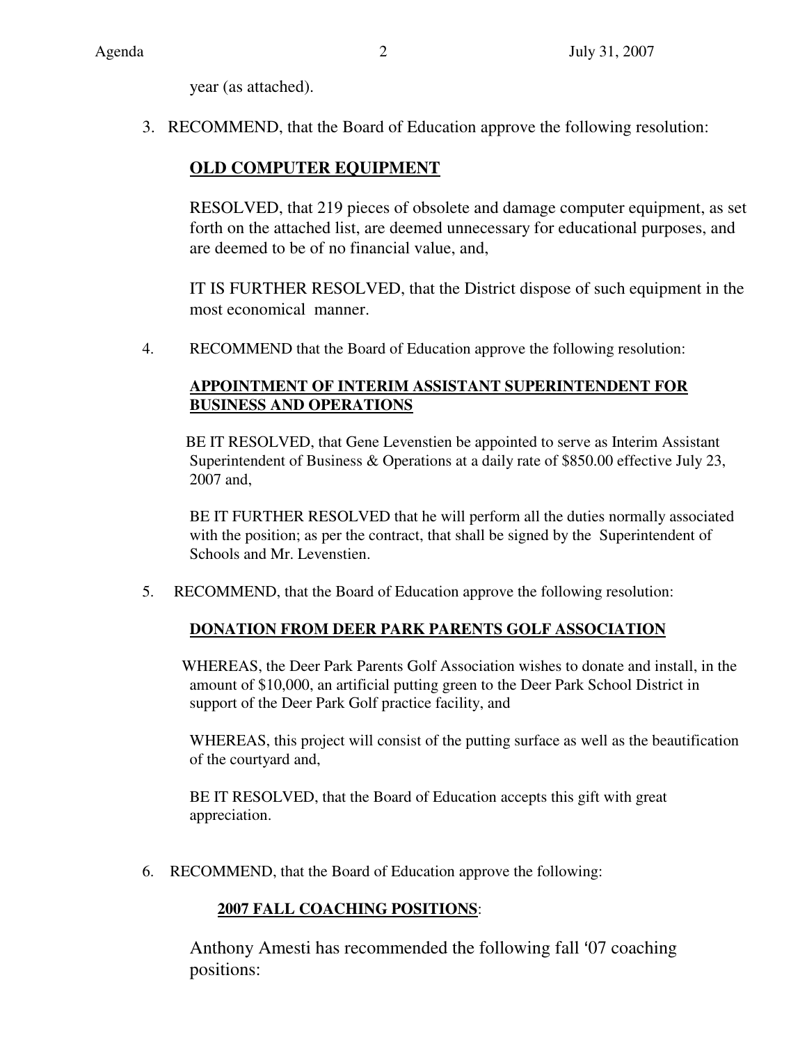year (as attached).

3. RECOMMEND, that the Board of Education approve the following resolution:

**OLD COMPUTER EQUIPMENT**

RESOLVED, that 219 pieces of obsolete and damage computer equipment, as set forth on the attached list, are deemed unnecessary for educational purposes, and are deemed to be of no financial value, and,

IT IS FURTHER RESOLVED, that the District dispose of such equipment in the most economical manner.

4. RECOMMEND that the Board of Education approve the following resolution:

**APPOINTMENT OF INTERIM ASSISTANT SUPERINTENDENT FOR BUSINESS AND OPERATIONS**

BE IT RESOLVED, that Gene Levenstien be appointed to serve as Interim Assistant Superintendent of Business & Operations at a daily rate of $850.00 effective July 23, 2007 and,

BE IT FURTHER RESOLVED that he will perform all the duties normally associated with the position; as per the contract, that shall be signed by the Superintendent of Schools and Mr. Levenstien.

5. RECOMMEND, that the Board of Education approve the following resolution:

**DONATION FROM DEER PARK PARENTS GOLF ASSOCIATION**

WHEREAS, the Deer Park Parents Golf Association wishes to donate and install, in the amount of $10,000, an artificial putting green to the Deer Park School District in support of the Deer Park Golf practice facility, and

WHEREAS, this project will consist of the putting surface as well as the beautification of the courtyard and,

BE IT RESOLVED, that the Board of Education accepts this gift with great appreciation.

6. RECOMMEND, that the Board of Education approve the following:

**2007 FALL COACHING POSITIONS**:

Anthony Amesti has recommended the following fall '07 coaching positions: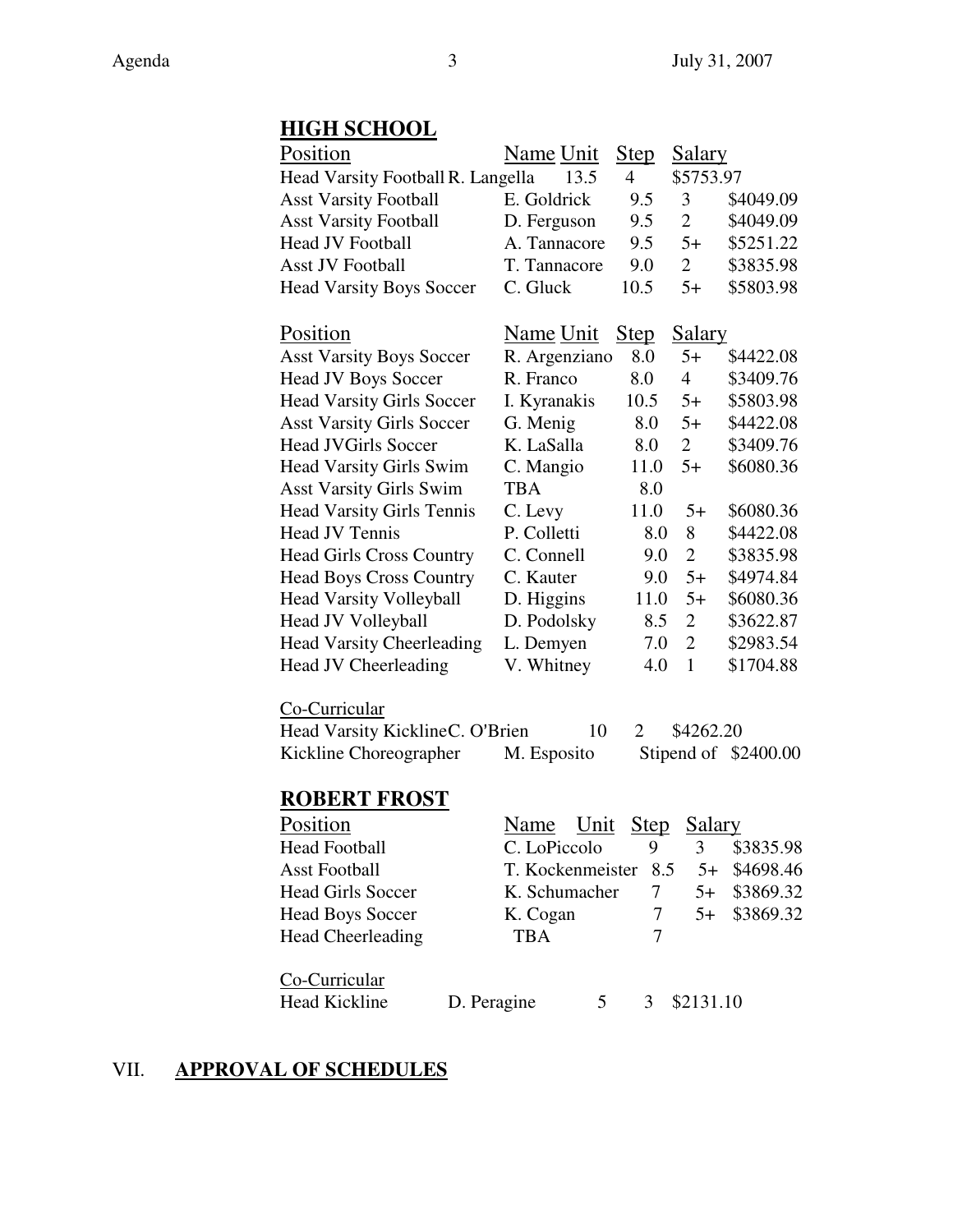## HIGH SCHOOL

| Position | Name | Unit | Step | Salary |
|---|---|---|---|---|
| Head Varsity Football | R. Langella | 13.5 | 4 | $5753.97 |
| Asst Varsity Football | E. Goldrick | 9.5 | 3 | $4049.09 |
| Asst Varsity Football | D. Ferguson | 9.5 | 2 | $4049.09 |
| Head JV Football | A. Tannacore | 9.5 | 5+ | $5251.22 |
| Asst JV Football | T. Tannacore | 9.0 | 2 | $3835.98 |
| Head Varsity Boys Soccer | C. Gluck | 10.5 | 5+ | $5803.98 |

| Position | Name | Unit | Step | Salary |
|---|---|---|---|---|
| Asst Varsity Boys Soccer | R. Argenziano | 8.0 | 5+ | $4422.08 |
| Head JV Boys Soccer | R. Franco | 8.0 | 4 | $3409.76 |
| Head Varsity Girls Soccer | I. Kyranakis | 10.5 | 5+ | $5803.98 |
| Asst Varsity Girls Soccer | G. Menig | 8.0 | 5+ | $4422.08 |
| Head JVGirls Soccer | K. LaSalla | 8.0 | 2 | $3409.76 |
| Head Varsity Girls Swim | C. Mangio | 11.0 | 5+ | $6080.36 |
| Asst Varsity Girls Swim | TBA | 8.0 | | |
| Head Varsity Girls Tennis | C. Levy | 11.0 | 5+ | $6080.36 |
| Head JV Tennis | P. Colletti | 8.0 | 8 | $4422.08 |
| Head Girls Cross Country | C. Connell | 9.0 | 2 | $3835.98 |
| Head Boys Cross Country | C. Kauter | 9.0 | 5+ | $4974.84 |
| Head Varsity Volleyball | D. Higgins | 11.0 | 5+ | $6080.36 |
| Head JV Volleyball | D. Podolsky | 8.5 | 2 | $3622.87 |
| Head Varsity Cheerleading | L. Demyen | 7.0 | 2 | $2983.54 |
| Head JV Cheerleading | V. Whitney | 4.0 | 1 | $1704.88 |

Co-Curricular

| | | | | |
|---|---|---|---|---|
| Head Varsity Kickline | C. O'Brien | 10 | 2 | $4262.20 |
| Kickline Choreographer | M. Esposito | | | Stipend of $2400.00 |

## ROBERT FROST

| Position | Name | Unit | Step | Salary |
|---|---|---|---|---|
| Head Football | C. LoPiccolo | 9 | 3 | $3835.98 |
| Asst Football | T. Kockenmeister | 8.5 | 5+ | $4698.46 |
| Head Girls Soccer | K. Schumacher | 7 | 5+ | $3869.32 |
| Head Boys Soccer | K. Cogan | 7 | 5+ | $3869.32 |
| Head Cheerleading | TBA | 7 | | |

Co-Curricular

| | | | | |
|---|---|---|---|---|
| Head Kickline | D. Peragine | 5 | 3 | $2131.10 |

VII. **APPROVAL OF SCHEDULES**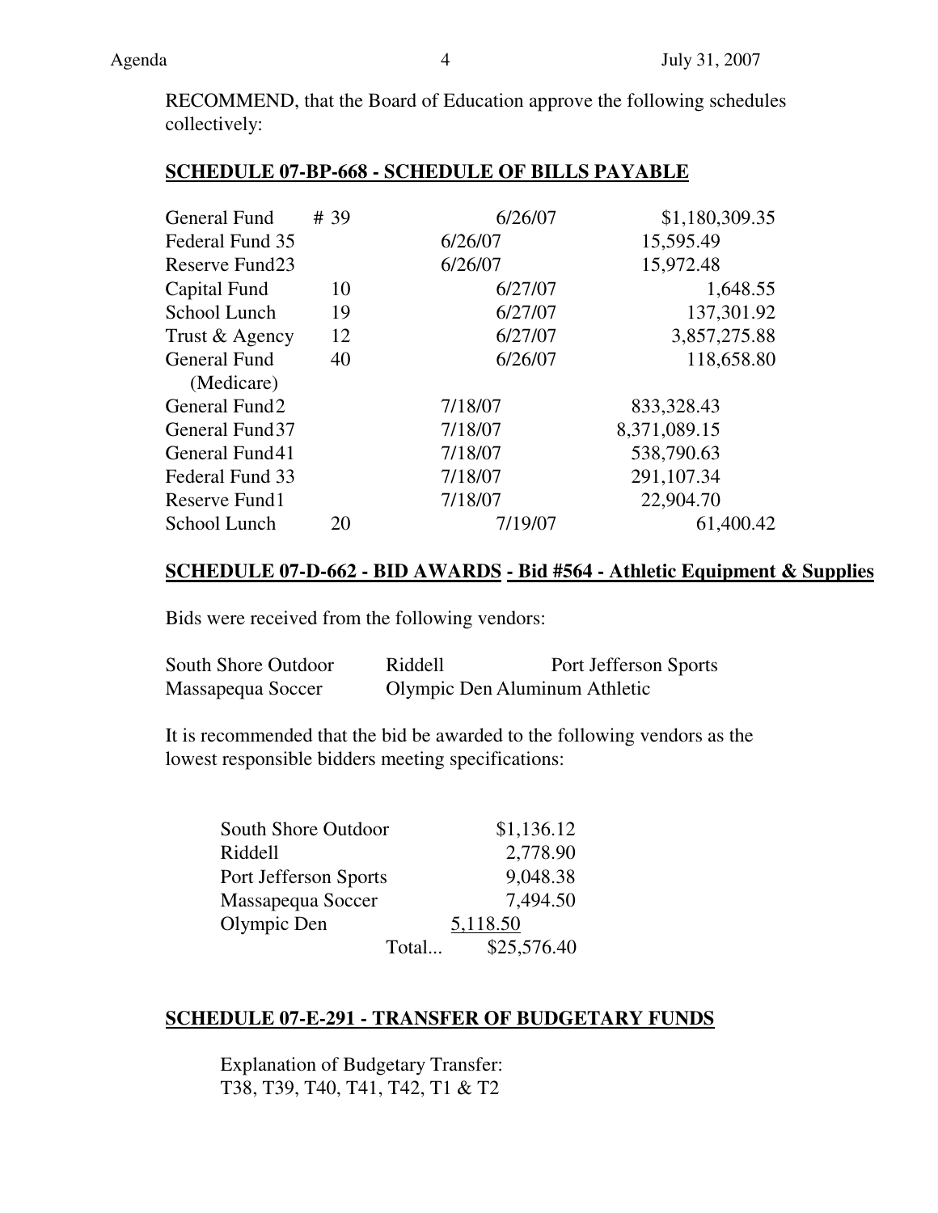RECOMMEND, that the Board of Education approve the following schedules collectively:

**SCHEDULE 07-BP-668 - SCHEDULE OF BILLS PAYABLE**

| Fund | # | Date | Amount |
|---|---|---|---|
| General Fund | # 39 | 6/26/07 | $1,180,309.35 |
| Federal Fund | 35 | 6/26/07 | 15,595.49 |
| Reserve Fund | 23 | 6/26/07 | 15,972.48 |
| Capital Fund | 10 | 6/27/07 | 1,648.55 |
| School Lunch | 19 | 6/27/07 | 137,301.92 |
| Trust & Agency | 12 | 6/27/07 | 3,857,275.88 |
| General Fund (Medicare) | 40 | 6/26/07 | 118,658.80 |
| General Fund | 2 | 7/18/07 | 833,328.43 |
| General Fund | 37 | 7/18/07 | 8,371,089.15 |
| General Fund | 41 | 7/18/07 | 538,790.63 |
| Federal Fund | 33 | 7/18/07 | 291,107.34 |
| Reserve Fund | 1 | 7/18/07 | 22,904.70 |
| School Lunch | 20 | 7/19/07 | 61,400.42 |

**SCHEDULE 07-D-662 - BID AWARDS - Bid #564 - Athletic Equipment & Supplies**

Bids were received from the following vendors:

South Shore Outdoor
Riddell
Port Jefferson Sports
Massapequa Soccer
Olympic Den
Aluminum Athletic

It is recommended that the bid be awarded to the following vendors as the lowest responsible bidders meeting specifications:

| Vendor | Amount |
|---|---|
| South Shore Outdoor | $1,136.12 |
| Riddell | 2,778.90 |
| Port Jefferson Sports | 9,048.38 |
| Massapequa Soccer | 7,494.50 |
| Olympic Den | 5,118.50 |
| Total... | $25,576.40 |

**SCHEDULE 07-E-291 - TRANSFER OF BUDGETARY FUNDS**

Explanation of Budgetary Transfer:
T38, T39, T40, T41, T42, T1 & T2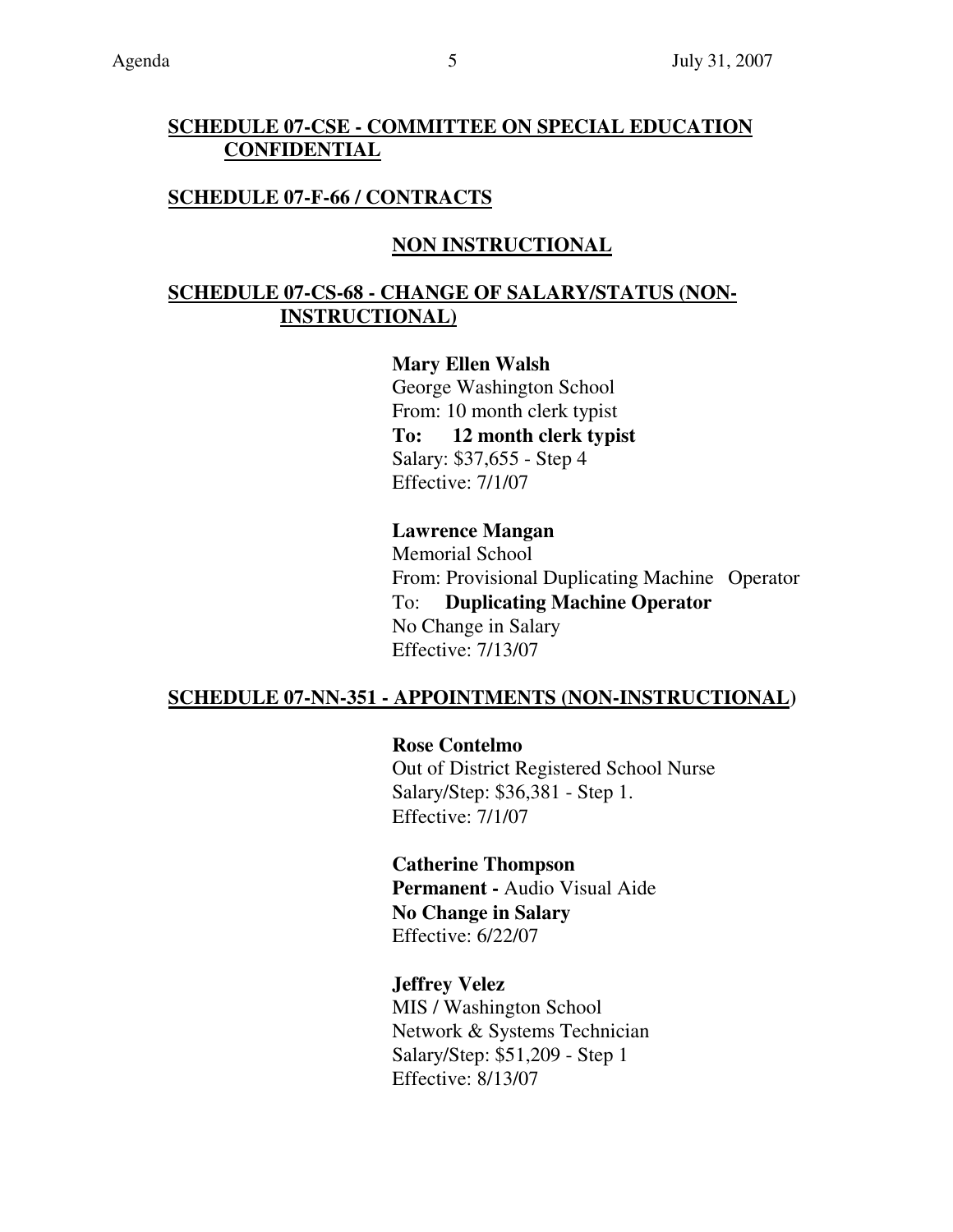**SCHEDULE 07-CSE - COMMITTEE ON SPECIAL EDUCATION CONFIDENTIAL**

**SCHEDULE 07-F-66 / CONTRACTS**

**NON INSTRUCTIONAL**

**SCHEDULE 07-CS-68 - CHANGE OF SALARY/STATUS (NON-INSTRUCTIONAL)**

**Mary Ellen Walsh**
George Washington School
From: 10 month clerk typist
**To: 12 month clerk typist**
Salary: $37,655 - Step 4
Effective: 7/1/07

**Lawrence Mangan**
Memorial School
From: Provisional Duplicating Machine Operator
To: **Duplicating Machine Operator**
No Change in Salary
Effective: 7/13/07

**SCHEDULE 07-NN-351 - APPOINTMENTS (NON-INSTRUCTIONAL)**

**Rose Contelmo**
Out of District Registered School Nurse
Salary/Step: $36,381 - Step 1.
Effective: 7/1/07

**Catherine Thompson**
**Permanent -** Audio Visual Aide
**No Change in Salary**
Effective: 6/22/07

**Jeffrey Velez**
MIS / Washington School
Network & Systems Technician
Salary/Step: $51,209 - Step 1
Effective: 8/13/07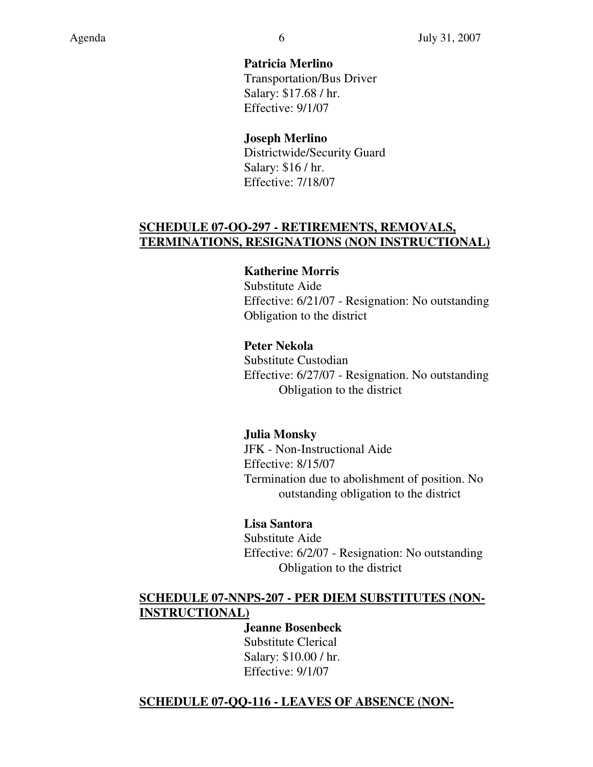**Patricia Merlino**
Transportation/Bus Driver
Salary: $17.68 / hr.
Effective: 9/1/07

**Joseph Merlino**
Districtwide/Security Guard
Salary: $16 / hr.
Effective: 7/18/07

**SCHEDULE 07-OO-297 - RETIREMENTS, REMOVALS, TERMINATIONS, RESIGNATIONS (NON INSTRUCTIONAL)**

**Katherine Morris**
Substitute Aide
Effective: 6/21/07 - Resignation: No outstanding Obligation to the district

**Peter Nekola**
Substitute Custodian
Effective: 6/27/07 - Resignation. No outstanding Obligation to the district

**Julia Monsky**
JFK - Non-Instructional Aide
Effective: 8/15/07
Termination due to abolishment of position. No outstanding obligation to the district

**Lisa Santora**
Substitute Aide
Effective: 6/2/07 - Resignation: No outstanding Obligation to the district

**SCHEDULE 07-NNPS-207 - PER DIEM SUBSTITUTES (NON-INSTRUCTIONAL)**

**Jeanne Bosenbeck**
Substitute Clerical
Salary: $10.00 / hr.
Effective: 9/1/07

**SCHEDULE 07-QQ-116 - LEAVES OF ABSENCE (NON-**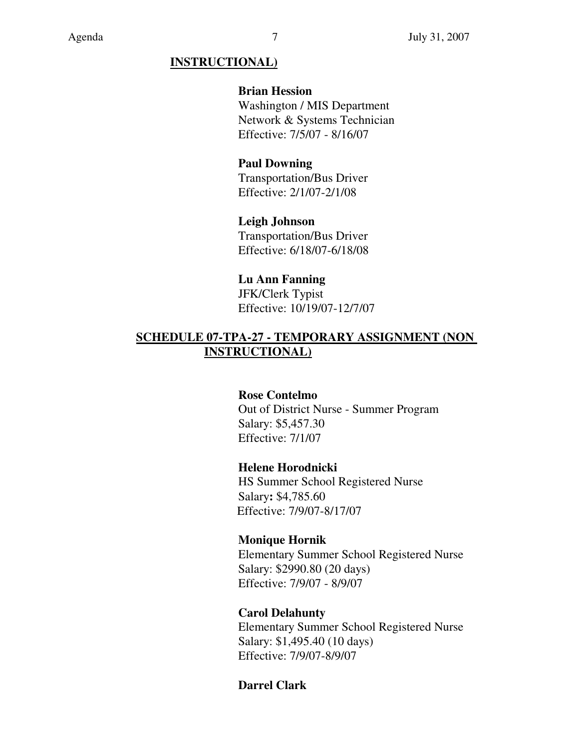**INSTRUCTIONAL)**

**Brian Hession**
Washington / MIS Department
Network & Systems Technician
Effective: 7/5/07 - 8/16/07

**Paul Downing**
Transportation/Bus Driver
Effective: 2/1/07-2/1/08

**Leigh Johnson**
Transportation/Bus Driver
Effective: 6/18/07-6/18/08

**Lu Ann Fanning**
JFK/Clerk Typist
Effective: 10/19/07-12/7/07

**SCHEDULE 07-TPA-27 - TEMPORARY ASSIGNMENT (NON INSTRUCTIONAL)**

**Rose Contelmo**
Out of District Nurse - Summer Program
Salary: $5,457.30
Effective: 7/1/07

**Helene Horodnicki**
HS Summer School Registered Nurse
Salary**:** $4,785.60
Effective: 7/9/07-8/17/07

**Monique Hornik**
Elementary Summer School Registered Nurse
Salary: $2990.80 (20 days)
Effective: 7/9/07 - 8/9/07

**Carol Delahunty**
Elementary Summer School Registered Nurse
Salary: $1,495.40 (10 days)
Effective: 7/9/07-8/9/07

**Darrel Clark**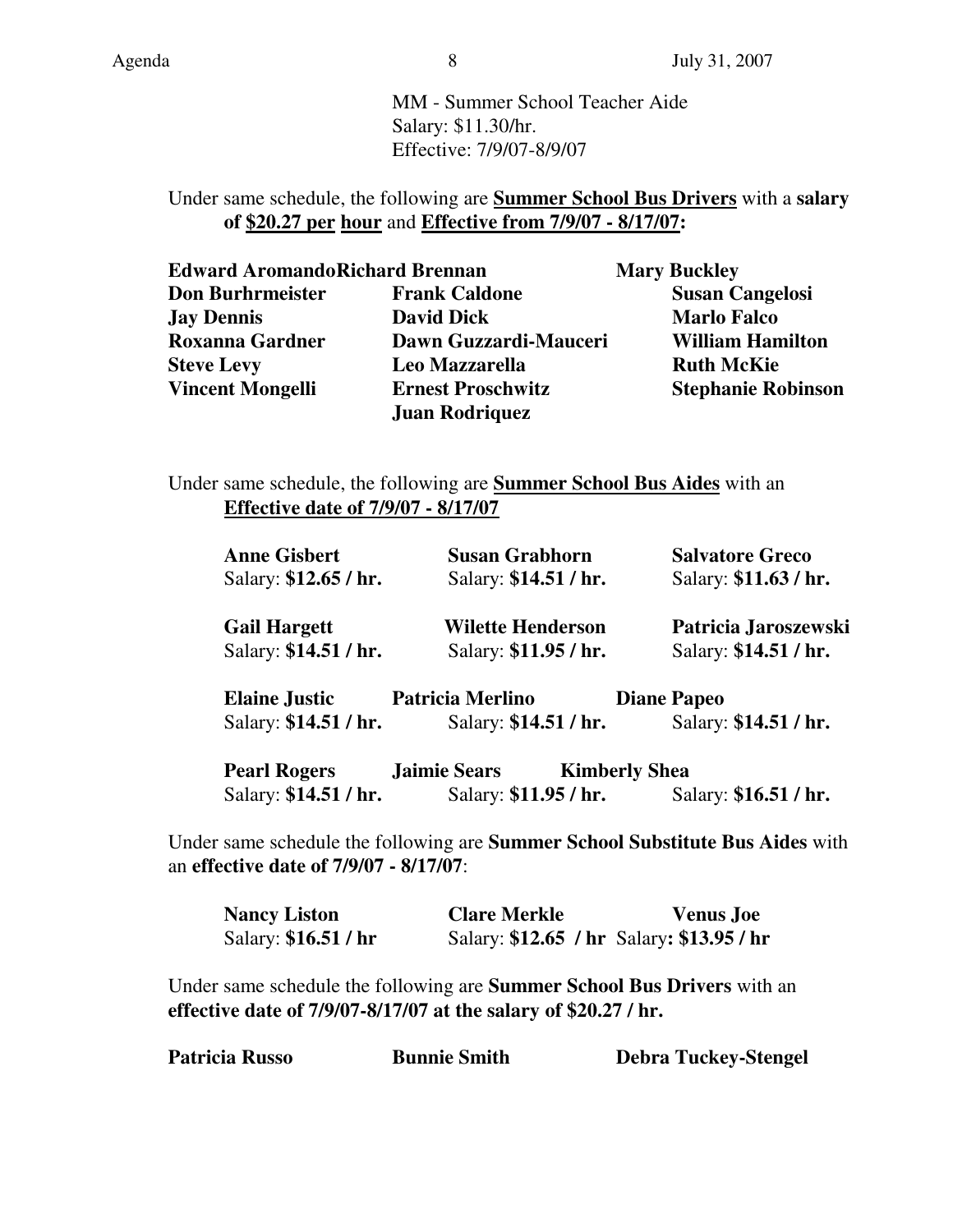MM - Summer School Teacher Aide
Salary: $11.30/hr.
Effective: 7/9/07-8/9/07

Under same schedule, the following are **<u>Summer School Bus Drivers</u>** with a **salary of <u>$20.27 per hour</u>** and **<u>Effective from 7/9/07 - 8/17/07</u>:**

| | | |
|---|---|---|
| **Edward Aromando** | **Richard Brennan** | **Mary Buckley** |
| **Don Burhrmeister** | **Frank Caldone** | **Susan Cangelosi** |
| **Jay Dennis** | **David Dick** | **Marlo Falco** |
| **Roxanna Gardner** | **Dawn Guzzardi-Mauceri** | **William Hamilton** |
| **Steve Levy** | **Leo Mazzarella** | **Ruth McKie** |
| **Vincent Mongelli** | **Ernest Proschwitz** | **Stephanie Robinson** |
| | **Juan Rodriquez** | |

Under same schedule, the following are **<u>Summer School Bus Aides</u>** with an **<u>Effective date of 7/9/07 - 8/17/07</u>**

| | | |
|---|---|---|
| **Anne Gisbert**<br>Salary: **$12.65 / hr.** | **Susan Grabhorn**<br>Salary: **$14.51 / hr.** | **Salvatore Greco**<br>Salary: **$11.63 / hr.** |
| **Gail Hargett**<br>Salary: **$14.51 / hr.** | **Wilette Henderson**<br>Salary: **$11.95 / hr.** | **Patricia Jaroszewski**<br>Salary: **$14.51 / hr.** |
| **Elaine Justic**<br>Salary: **$14.51 / hr.** | **Patricia Merlino**<br>Salary: **$14.51 / hr.** | **Diane Papeo**<br>Salary: **$14.51 / hr.** |
| **Pearl Rogers**<br>Salary: **$14.51 / hr.** | **Jaimie Sears**<br>Salary: **$11.95 / hr.** | **Kimberly Shea**<br>Salary: **$16.51 / hr.** |

Under same schedule the following are **Summer School Substitute Bus Aides** with an **effective date of 7/9/07 - 8/17/07**:

| | | |
|---|---|---|
| **Nancy Liston**<br>Salary: **$16.51 / hr** | **Clare Merkle**<br>Salary: **$12.65 / hr** | **Venus Joe**<br>Salary**: $13.95 / hr** |

Under same schedule the following are **Summer School Bus Drivers** with an **effective date of 7/9/07-8/17/07 at the salary of $20.27 / hr.**

| | | |
|---|---|---|
| **Patricia Russo** | **Bunnie Smith** | **Debra Tuckey-Stengel** |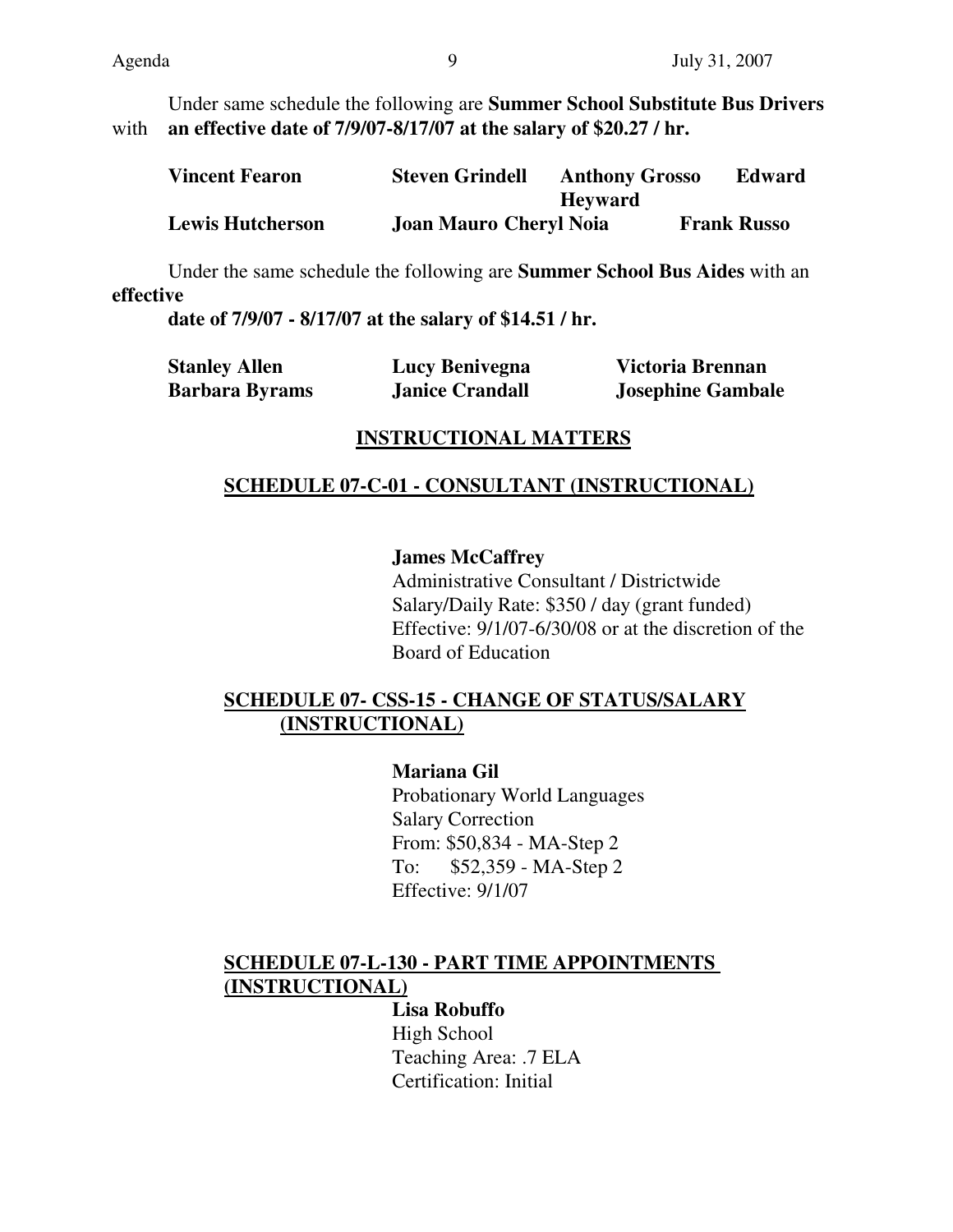Under same schedule the following are **Summer School Substitute Bus Drivers** with **an effective date of 7/9/07-8/17/07 at the salary of $20.27 / hr.**

| | | | |
|---|---|---|---|
| **Vincent Fearon** | **Steven Grindell** | **Anthony Grosso** | **Edward Heyward** |
| **Lewis Hutcherson** | **Joan Mauro** | **Cheryl Noia** | **Frank Russo** |

Under the same schedule the following are **Summer School Bus Aides** with an **effective date of 7/9/07 - 8/17/07 at the salary of $14.51 / hr.**

| | | |
|---|---|---|
| **Stanley Allen** | **Lucy Benivegna** | **Victoria Brennan** |
| **Barbara Byrams** | **Janice Crandall** | **Josephine Gambale** |

## INSTRUCTIONAL MATTERS

### SCHEDULE 07-C-01 - CONSULTANT (INSTRUCTIONAL)

**James McCaffrey**
Administrative Consultant / Districtwide
Salary/Daily Rate: $350 / day (grant funded)
Effective: 9/1/07-6/30/08 or at the discretion of the Board of Education

### SCHEDULE 07- CSS-15 - CHANGE OF STATUS/SALARY (INSTRUCTIONAL)

**Mariana Gil**
Probationary World Languages
Salary Correction
From: $50,834 - MA-Step 2
To: $52,359 - MA-Step 2
Effective: 9/1/07

### SCHEDULE 07-L-130 - PART TIME APPOINTMENTS (INSTRUCTIONAL)

**Lisa Robuffo**
High School
Teaching Area: .7 ELA
Certification: Initial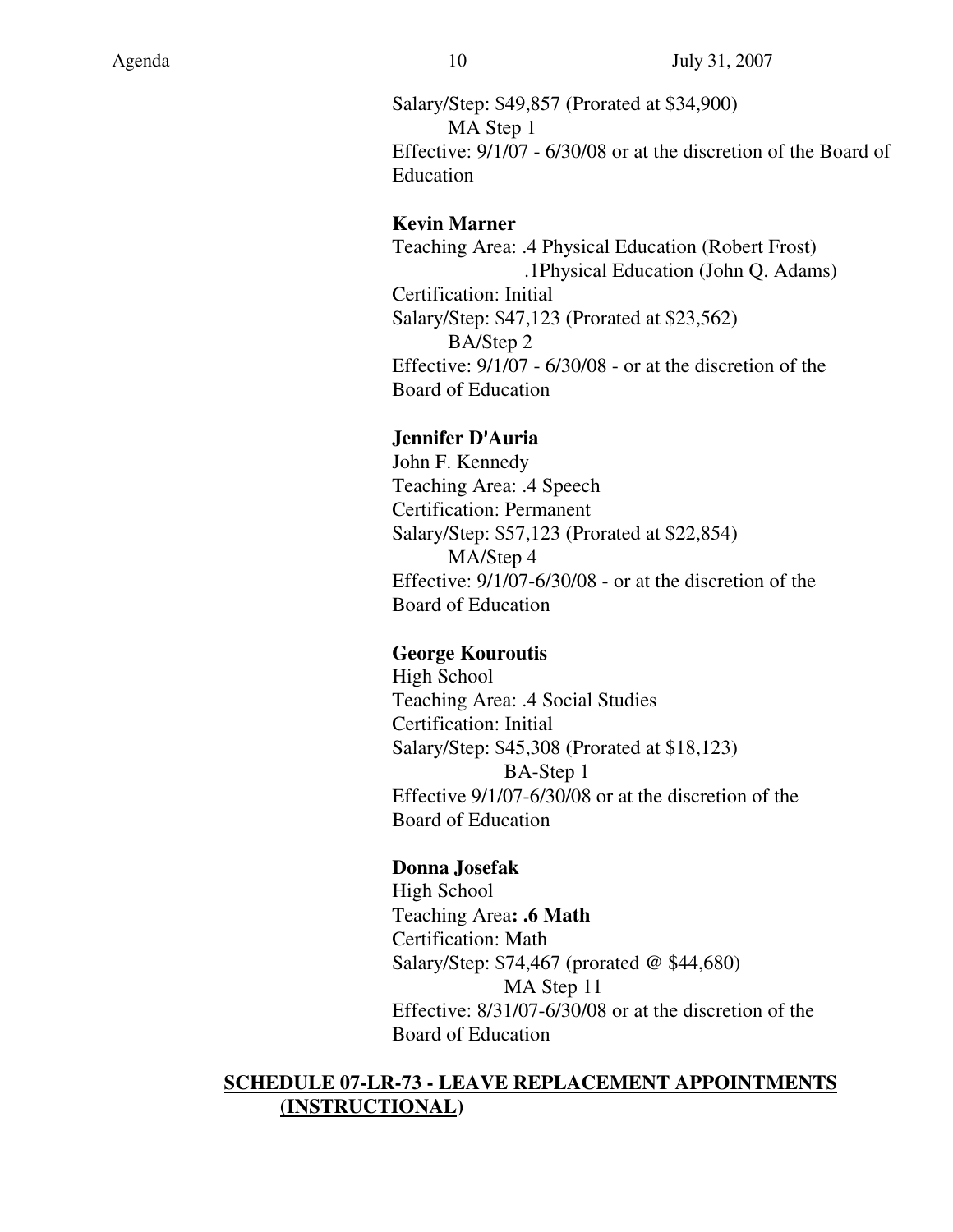Salary/Step: $49,857 (Prorated at $34,900)
MA Step 1
Effective: 9/1/07 - 6/30/08 or at the discretion of the Board of Education

**Kevin Marner**
Teaching Area: .4 Physical Education (Robert Frost)
.1Physical Education (John Q. Adams)
Certification: Initial
Salary/Step: $47,123 (Prorated at $23,562)
BA/Step 2
Effective: 9/1/07 - 6/30/08 - or at the discretion of the Board of Education

**Jennifer D'Auria**
John F. Kennedy
Teaching Area: .4 Speech
Certification: Permanent
Salary/Step: $57,123 (Prorated at $22,854)
MA/Step 4
Effective: 9/1/07-6/30/08 - or at the discretion of the Board of Education

**George Kouroutis**
High School
Teaching Area: .4 Social Studies
Certification: Initial
Salary/Step: $45,308 (Prorated at $18,123)
BA-Step 1
Effective 9/1/07-6/30/08 or at the discretion of the Board of Education

**Donna Josefak**
High School
Teaching Area**: .6 Math**
Certification: Math
Salary/Step: $74,467 (prorated @ $44,680)
MA Step 11
Effective: 8/31/07-6/30/08 or at the discretion of the Board of Education

**SCHEDULE 07-LR-73 - LEAVE REPLACEMENT APPOINTMENTS (INSTRUCTIONAL)**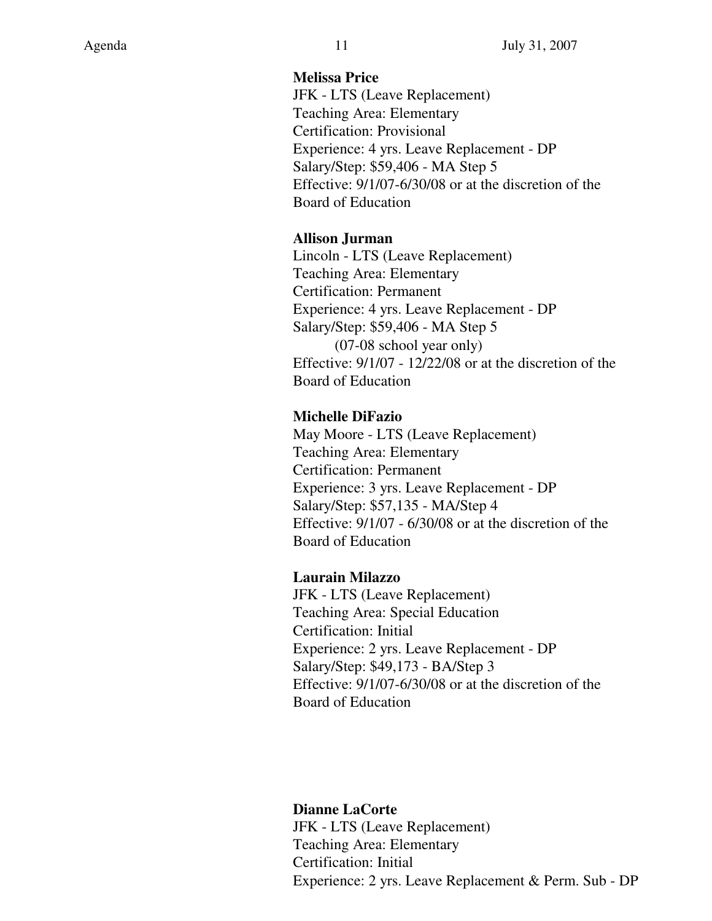**Melissa Price**
JFK - LTS (Leave Replacement)
Teaching Area: Elementary
Certification: Provisional
Experience: 4 yrs. Leave Replacement - DP
Salary/Step: $59,406 - MA Step 5
Effective: 9/1/07-6/30/08 or at the discretion of the Board of Education

**Allison Jurman**
Lincoln - LTS (Leave Replacement)
Teaching Area: Elementary
Certification: Permanent
Experience: 4 yrs. Leave Replacement - DP
Salary/Step: $59,406 - MA Step 5
(07-08 school year only)
Effective: 9/1/07 - 12/22/08 or at the discretion of the Board of Education

**Michelle DiFazio**
May Moore - LTS (Leave Replacement)
Teaching Area: Elementary
Certification: Permanent
Experience: 3 yrs. Leave Replacement - DP
Salary/Step: $57,135 - MA/Step 4
Effective: 9/1/07 - 6/30/08 or at the discretion of the Board of Education

**Laurain Milazzo**
JFK - LTS (Leave Replacement)
Teaching Area: Special Education
Certification: Initial
Experience: 2 yrs. Leave Replacement - DP
Salary/Step: $49,173 - BA/Step 3
Effective: 9/1/07-6/30/08 or at the discretion of the Board of Education

**Dianne LaCorte**
JFK - LTS (Leave Replacement)
Teaching Area: Elementary
Certification: Initial
Experience: 2 yrs. Leave Replacement & Perm. Sub - DP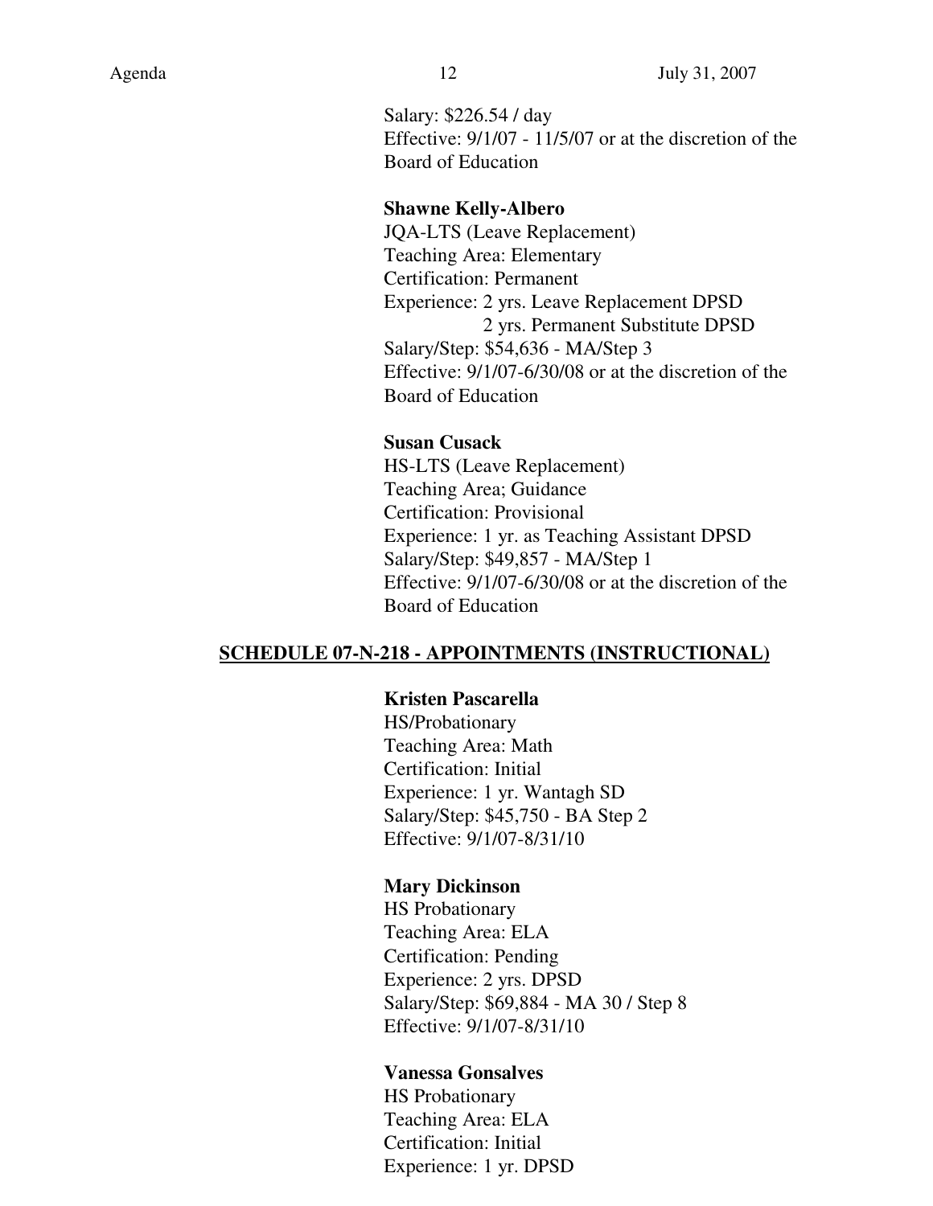Salary: $226.54 / day
Effective: 9/1/07 - 11/5/07 or at the discretion of the Board of Education

**Shawne Kelly-Albero**
JQA-LTS (Leave Replacement)
Teaching Area: Elementary
Certification: Permanent
Experience: 2 yrs. Leave Replacement DPSD
2 yrs. Permanent Substitute DPSD
Salary/Step: $54,636 - MA/Step 3
Effective: 9/1/07-6/30/08 or at the discretion of the Board of Education

**Susan Cusack**
HS-LTS (Leave Replacement)
Teaching Area; Guidance
Certification: Provisional
Experience: 1 yr. as Teaching Assistant DPSD
Salary/Step: $49,857 - MA/Step 1
Effective: 9/1/07-6/30/08 or at the discretion of the Board of Education

**SCHEDULE 07-N-218 - APPOINTMENTS (INSTRUCTIONAL)**

**Kristen Pascarella**
HS/Probationary
Teaching Area: Math
Certification: Initial
Experience: 1 yr. Wantagh SD
Salary/Step: $45,750 - BA Step 2
Effective: 9/1/07-8/31/10

**Mary Dickinson**
HS Probationary
Teaching Area: ELA
Certification: Pending
Experience: 2 yrs. DPSD
Salary/Step: $69,884 - MA 30 / Step 8
Effective: 9/1/07-8/31/10

**Vanessa Gonsalves**
HS Probationary
Teaching Area: ELA
Certification: Initial
Experience: 1 yr. DPSD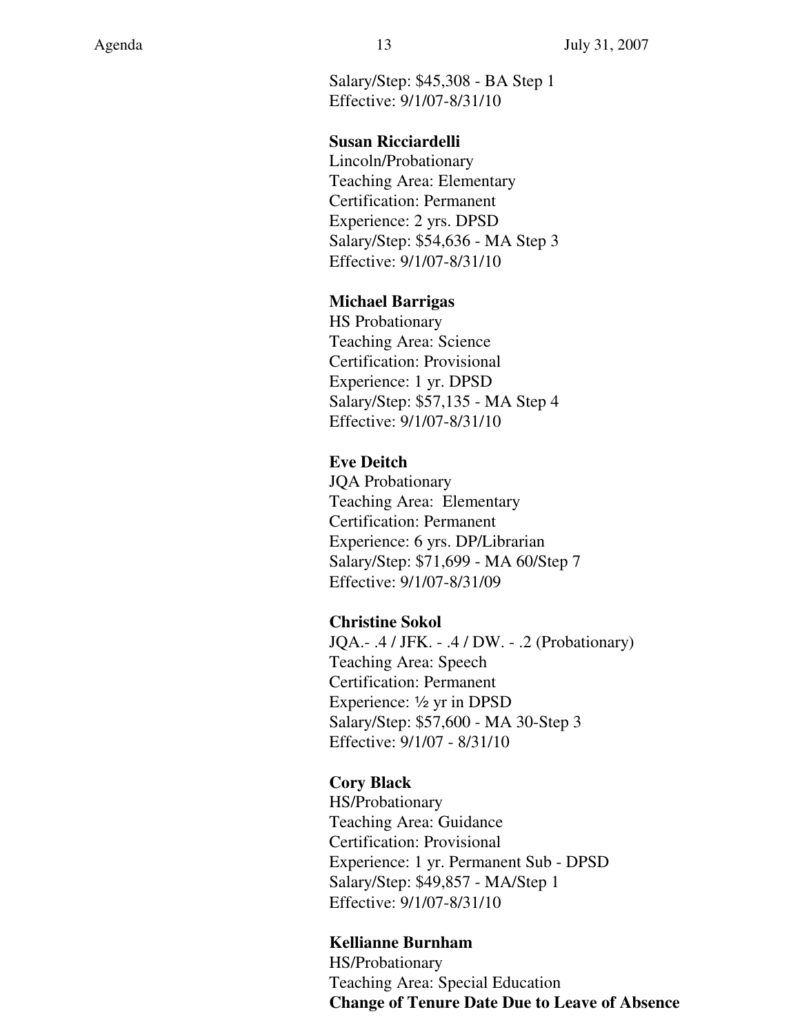Salary/Step: $45,308 - BA Step 1
Effective: 9/1/07-8/31/10

**Susan Ricciardelli**
Lincoln/Probationary
Teaching Area: Elementary
Certification: Permanent
Experience: 2 yrs. DPSD
Salary/Step: $54,636 - MA Step 3
Effective: 9/1/07-8/31/10

**Michael Barrigas**
HS Probationary
Teaching Area: Science
Certification: Provisional
Experience: 1 yr. DPSD
Salary/Step: $57,135 - MA Step 4
Effective: 9/1/07-8/31/10

**Eve Deitch**
JQA Probationary
Teaching Area: Elementary
Certification: Permanent
Experience: 6 yrs. DP/Librarian
Salary/Step: $71,699 - MA 60/Step 7
Effective: 9/1/07-8/31/09

**Christine Sokol**
JQA.- .4 / JFK. - .4 / DW. - .2 (Probationary)
Teaching Area: Speech
Certification: Permanent
Experience: ½ yr in DPSD
Salary/Step: $57,600 - MA 30-Step 3
Effective: 9/1/07 - 8/31/10

**Cory Black**
HS/Probationary
Teaching Area: Guidance
Certification: Provisional
Experience: 1 yr. Permanent Sub - DPSD
Salary/Step: $49,857 - MA/Step 1
Effective: 9/1/07-8/31/10

**Kellianne Burnham**
HS/Probationary
Teaching Area: Special Education
**Change of Tenure Date Due to Leave of Absence**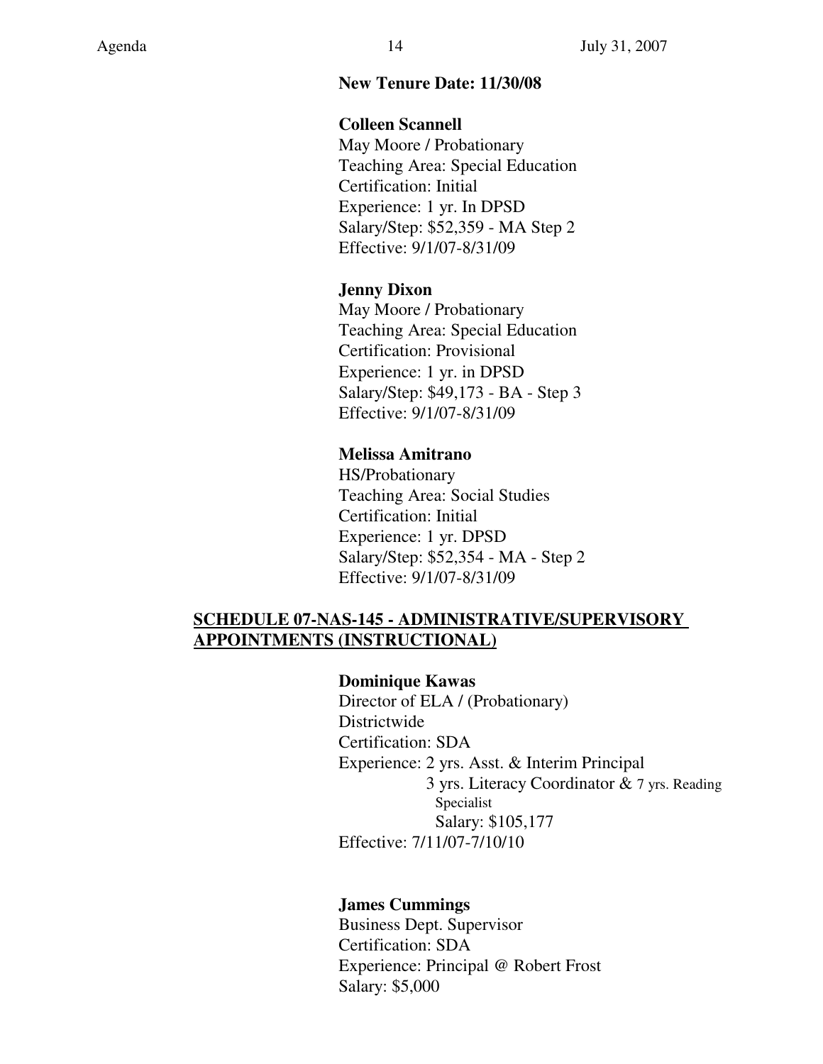**New Tenure Date: 11/30/08**

**Colleen Scannell**
May Moore / Probationary
Teaching Area: Special Education
Certification: Initial
Experience: 1 yr. In DPSD
Salary/Step: $52,359 - MA Step 2
Effective: 9/1/07-8/31/09

**Jenny Dixon**
May Moore / Probationary
Teaching Area: Special Education
Certification: Provisional
Experience: 1 yr. in DPSD
Salary/Step: $49,173 - BA - Step 3
Effective: 9/1/07-8/31/09

**Melissa Amitrano**
HS/Probationary
Teaching Area: Social Studies
Certification: Initial
Experience: 1 yr. DPSD
Salary/Step: $52,354 - MA - Step 2
Effective: 9/1/07-8/31/09

## SCHEDULE 07-NAS-145 - ADMINISTRATIVE/SUPERVISORY APPOINTMENTS (INSTRUCTIONAL)

**Dominique Kawas**
Director of ELA / (Probationary)
Districtwide
Certification: SDA
Experience: 2 yrs. Asst. & Interim Principal
3 yrs. Literacy Coordinator & 7 yrs. Reading Specialist
Salary: $105,177
Effective: 7/11/07-7/10/10

**James Cummings**
Business Dept. Supervisor
Certification: SDA
Experience: Principal @ Robert Frost
Salary: $5,000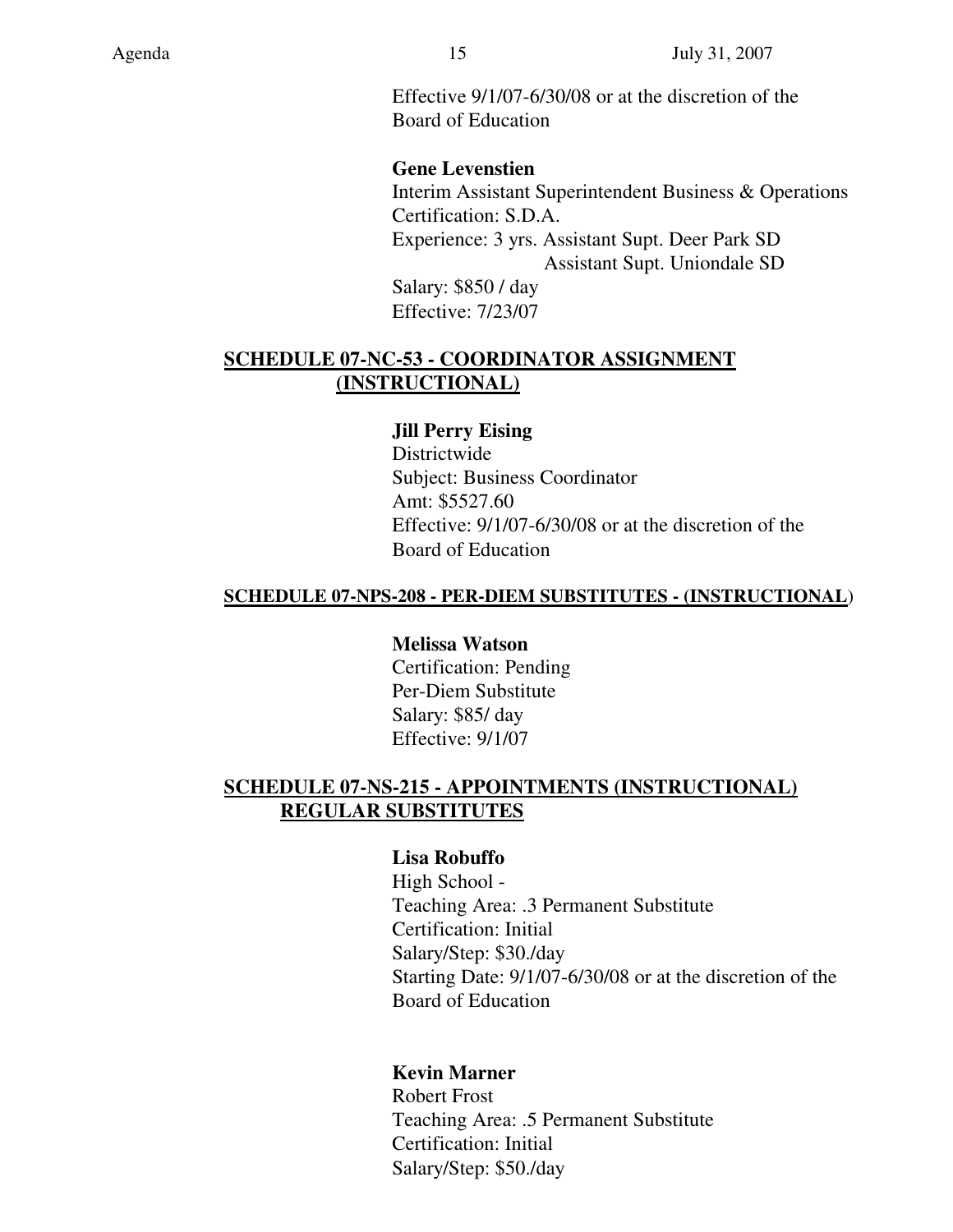Effective 9/1/07-6/30/08 or at the discretion of the Board of Education

**Gene Levenstien**
Interim Assistant Superintendent Business & Operations
Certification: S.D.A.
Experience: 3 yrs. Assistant Supt. Deer Park SD
Assistant Supt. Uniondale SD
Salary: $850 / day
Effective: 7/23/07

**SCHEDULE 07-NC-53 - COORDINATOR ASSIGNMENT (INSTRUCTIONAL)**

**Jill Perry Eising**
Districtwide
Subject: Business Coordinator
Amt: $5527.60
Effective: 9/1/07-6/30/08 or at the discretion of the Board of Education

**SCHEDULE 07-NPS-208 - PER-DIEM SUBSTITUTES - (INSTRUCTIONAL)**

**Melissa Watson**
Certification: Pending
Per-Diem Substitute
Salary: $85/ day
Effective: 9/1/07

**SCHEDULE 07-NS-215 - APPOINTMENTS (INSTRUCTIONAL) REGULAR SUBSTITUTES**

**Lisa Robuffo**
High School -
Teaching Area: .3 Permanent Substitute
Certification: Initial
Salary/Step: $30./day
Starting Date: 9/1/07-6/30/08 or at the discretion of the Board of Education

**Kevin Marner**
Robert Frost
Teaching Area: .5 Permanent Substitute
Certification: Initial
Salary/Step: $50./day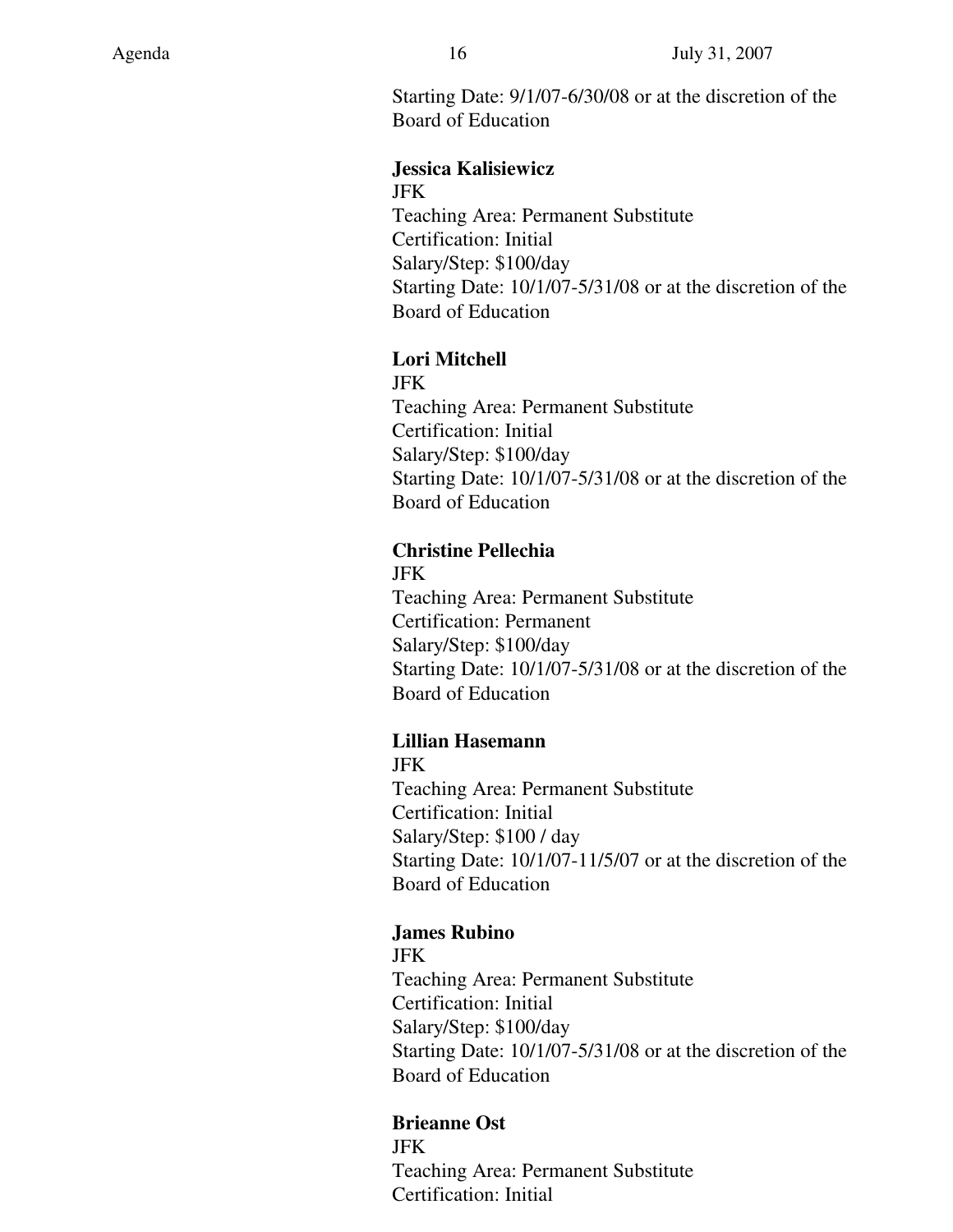Starting Date: 9/1/07-6/30/08 or at the discretion of the Board of Education

**Jessica Kalisiewicz**
JFK
Teaching Area: Permanent Substitute
Certification: Initial
Salary/Step: $100/day
Starting Date: 10/1/07-5/31/08 or at the discretion of the Board of Education

**Lori Mitchell**
JFK
Teaching Area: Permanent Substitute
Certification: Initial
Salary/Step: $100/day
Starting Date: 10/1/07-5/31/08 or at the discretion of the Board of Education

**Christine Pellechia**
JFK
Teaching Area: Permanent Substitute
Certification: Permanent
Salary/Step: $100/day
Starting Date: 10/1/07-5/31/08 or at the discretion of the Board of Education

**Lillian Hasemann**
JFK
Teaching Area: Permanent Substitute
Certification: Initial
Salary/Step: $100 / day
Starting Date: 10/1/07-11/5/07 or at the discretion of the Board of Education

**James Rubino**
JFK
Teaching Area: Permanent Substitute
Certification: Initial
Salary/Step: $100/day
Starting Date: 10/1/07-5/31/08 or at the discretion of the Board of Education

**Brieanne Ost**
JFK
Teaching Area: Permanent Substitute
Certification: Initial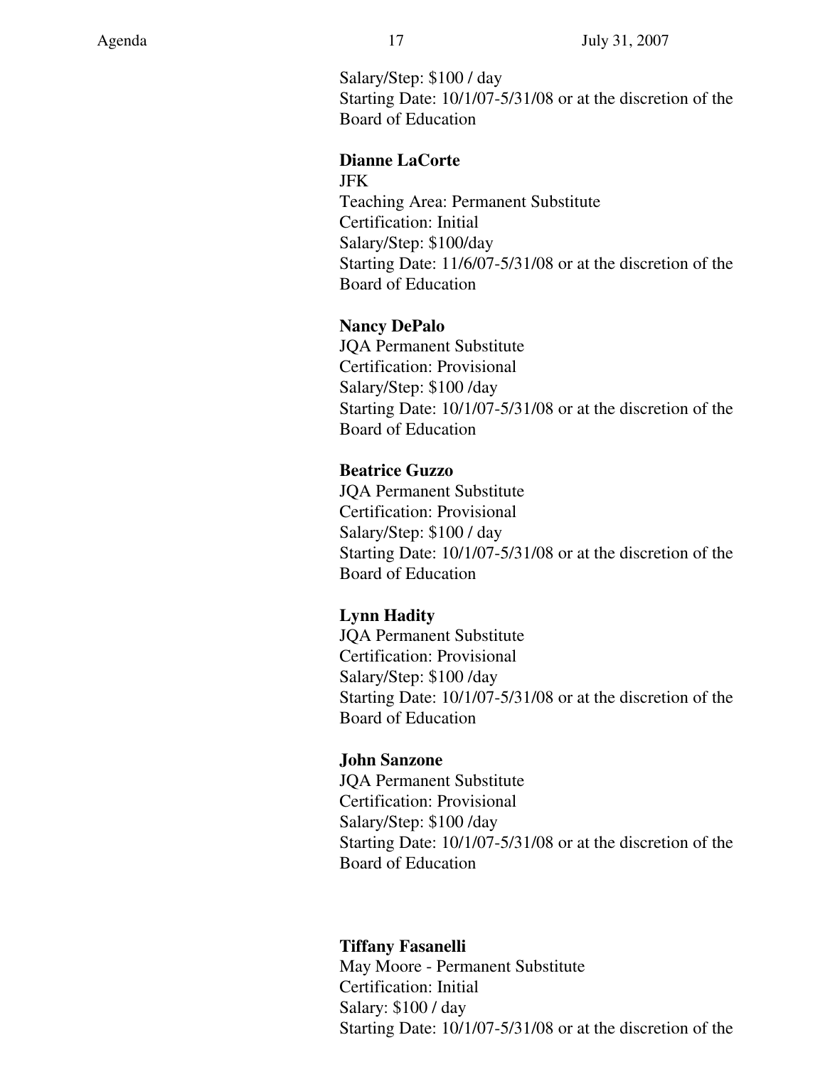Salary/Step: $100 / day
Starting Date: 10/1/07-5/31/08 or at the discretion of the Board of Education

**Dianne LaCorte**
JFK
Teaching Area: Permanent Substitute
Certification: Initial
Salary/Step: $100/day
Starting Date: 11/6/07-5/31/08 or at the discretion of the Board of Education

**Nancy DePalo**
JQA Permanent Substitute
Certification: Provisional
Salary/Step: $100 /day
Starting Date: 10/1/07-5/31/08 or at the discretion of the Board of Education

**Beatrice Guzzo**
JQA Permanent Substitute
Certification: Provisional
Salary/Step: $100 / day
Starting Date: 10/1/07-5/31/08 or at the discretion of the Board of Education

**Lynn Hadity**
JQA Permanent Substitute
Certification: Provisional
Salary/Step: $100 /day
Starting Date: 10/1/07-5/31/08 or at the discretion of the Board of Education

**John Sanzone**
JQA Permanent Substitute
Certification: Provisional
Salary/Step: $100 /day
Starting Date: 10/1/07-5/31/08 or at the discretion of the Board of Education

**Tiffany Fasanelli**
May Moore - Permanent Substitute
Certification: Initial
Salary: $100 / day
Starting Date: 10/1/07-5/31/08 or at the discretion of the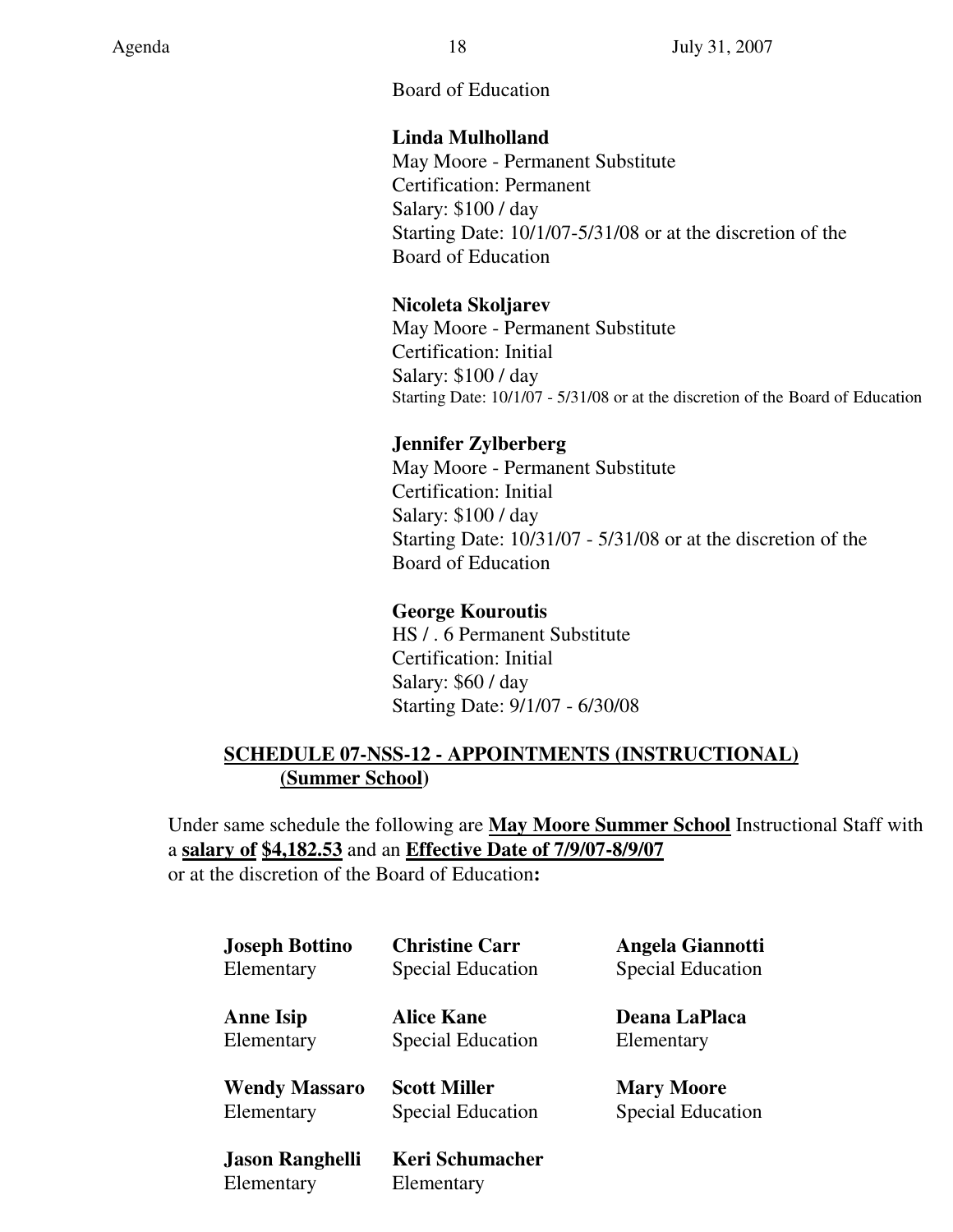Board of Education

**Linda Mulholland**
May Moore - Permanent Substitute
Certification: Permanent
Salary: $100 / day
Starting Date: 10/1/07-5/31/08 or at the discretion of the Board of Education

**Nicoleta Skoljarev**
May Moore - Permanent Substitute
Certification: Initial
Salary: $100 / day
Starting Date: 10/1/07 - 5/31/08 or at the discretion of the Board of Education

**Jennifer Zylberberg**
May Moore - Permanent Substitute
Certification: Initial
Salary: $100 / day
Starting Date: 10/31/07 - 5/31/08 or at the discretion of the Board of Education

**George Kouroutis**
HS / . 6 Permanent Substitute
Certification: Initial
Salary: $60 / day
Starting Date: 9/1/07 - 6/30/08

**SCHEDULE 07-NSS-12 - APPOINTMENTS (INSTRUCTIONAL) (Summer School)**

Under same schedule the following are **May Moore Summer School** Instructional Staff with a **salary of $4,182.53** and an **Effective Date of 7/9/07-8/9/07** or at the discretion of the Board of Education**:**

**Joseph Bottino**
Elementary

**Christine Carr**
Special Education

**Angela Giannotti**
Special Education

**Anne Isip**
Elementary

**Alice Kane**
Special Education

**Deana LaPlaca**
Elementary

**Wendy Massaro**
Elementary

**Scott Miller**
Special Education

**Mary Moore**
Special Education

**Jason Ranghelli**
Elementary

**Keri Schumacher**
Elementary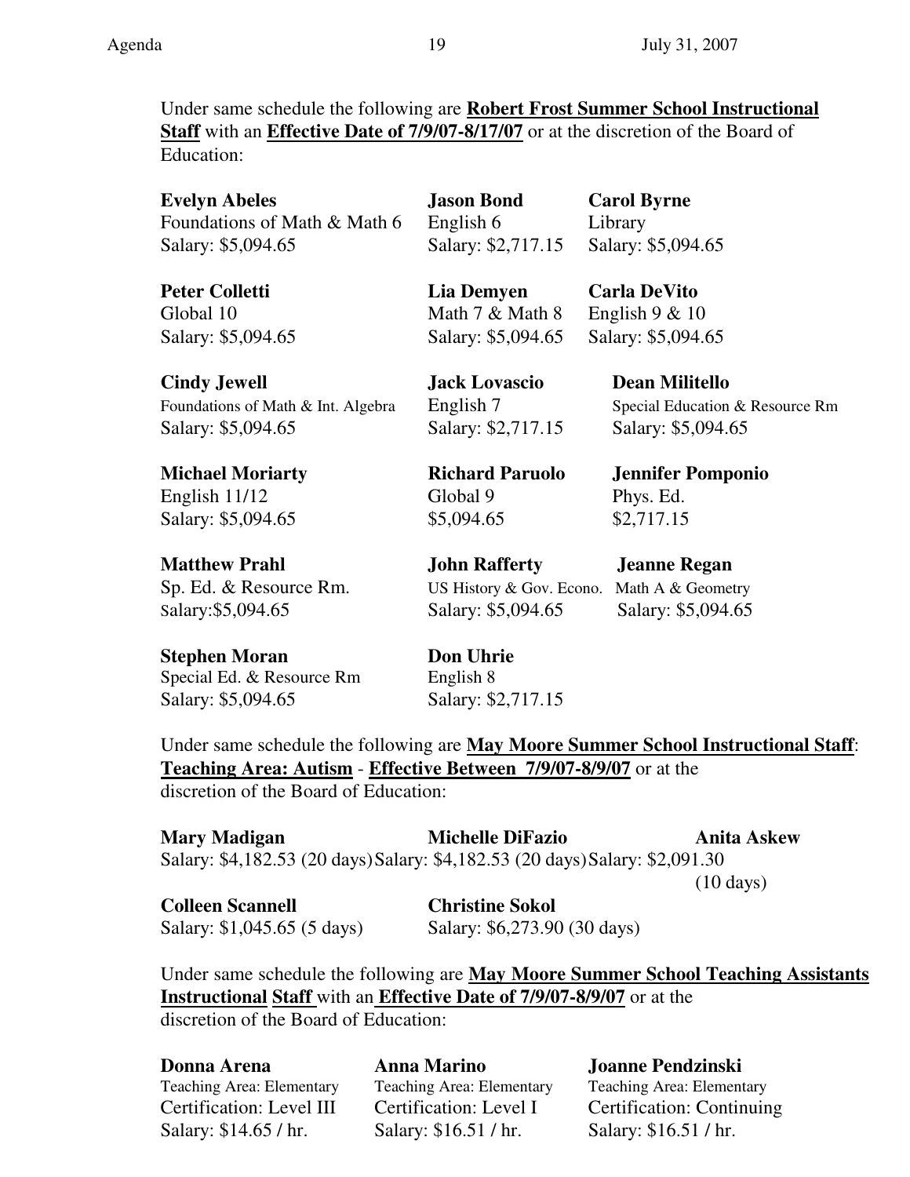Under same schedule the following are **<u>Robert Frost Summer School Instructional Staff</u>** with an **<u>Effective Date of 7/9/07-8/17/07</u>** or at the discretion of the Board of Education:

**Evelyn Abeles**
Foundations of Math & Math 6
Salary: $5,094.65

**Jason Bond**
English 6
Salary: $2,717.15

**Carol Byrne**
Library
Salary: $5,094.65

**Peter Colletti**
Global 10
Salary: $5,094.65

**Lia Demyen**
Math 7 & Math 8
Salary: $5,094.65

**Carla DeVito**
English 9 & 10
Salary: $5,094.65

**Cindy Jewell**
Foundations of Math & Int. Algebra
Salary: $5,094.65

**Jack Lovascio**
English 7
Salary: $2,717.15

**Dean Militello**
Special Education & Resource Rm
Salary: $5,094.65

**Michael Moriarty**
English 11/12
Salary: $5,094.65

**Richard Paruolo**
Global 9
$5,094.65

**Jennifer Pomponio**
Phys. Ed.
$2,717.15

**Matthew Prahl**
Sp. Ed. & Resource Rm.
Salary:$5,094.65

**John Rafferty**
US History & Gov. Econo.
Salary: $5,094.65

**Jeanne Regan**
Math A & Geometry
Salary: $5,094.65

**Stephen Moran**
Special Ed. & Resource Rm
Salary: $5,094.65

**Don Uhrie**
English 8
Salary: $2,717.15

Under same schedule the following are **<u>May Moore Summer School Instructional Staff</u>**: **<u>Teaching Area: Autism</u>** - **<u>Effective Between 7/9/07-8/9/07</u>** or at the discretion of the Board of Education:

**Mary Madigan**
Salary: $4,182.53 (20 days)

**Michelle DiFazio**
Salary: $4,182.53 (20 days)

**Anita Askew**
Salary: $2,091.30 (10 days)

**Colleen Scannell**
Salary: $1,045.65 (5 days)

**Christine Sokol**
Salary: $6,273.90 (30 days)

Under same schedule the following are **<u>May Moore Summer School Teaching Assistants Instructional Staff</u>** with an **<u>Effective Date of 7/9/07-8/9/07</u>** or at the discretion of the Board of Education:

**Donna Arena**
Teaching Area: Elementary
Certification: Level III
Salary: $14.65 / hr.

**Anna Marino**
Teaching Area: Elementary
Certification: Level I
Salary: $16.51 / hr.

**Joanne Pendzinski**
Teaching Area: Elementary
Certification: Continuing
Salary: $16.51 / hr.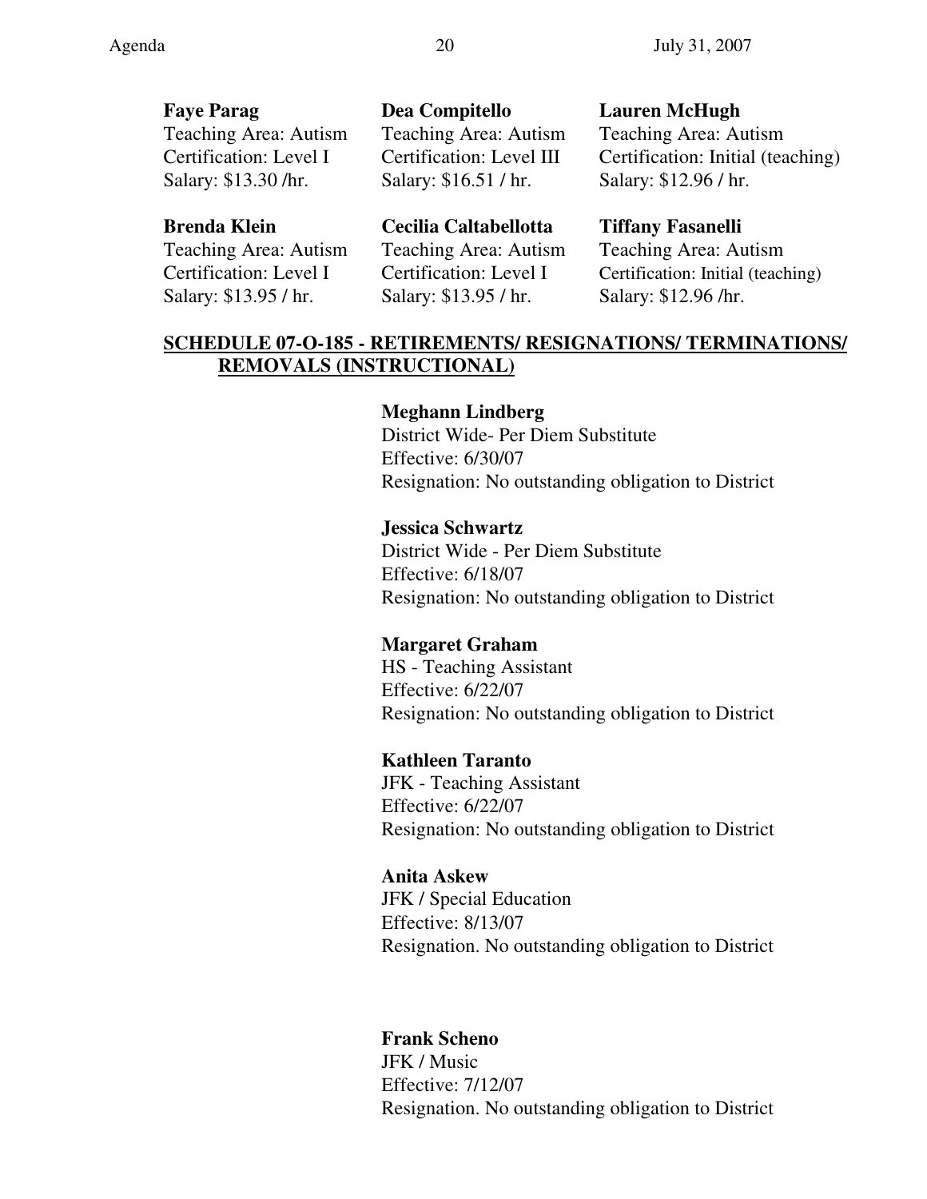**Faye Parag**
Teaching Area: Autism
Certification: Level I
Salary: $13.30 /hr.

**Dea Compitello**
Teaching Area: Autism
Certification: Level III
Salary: $16.51 / hr.

**Lauren McHugh**
Teaching Area: Autism
Certification: Initial (teaching)
Salary: $12.96 / hr.

**Brenda Klein**
Teaching Area: Autism
Certification: Level I
Salary: $13.95 / hr.

**Cecilia Caltabellotta**
Teaching Area: Autism
Certification: Level I
Salary: $13.95 / hr.

**Tiffany Fasanelli**
Teaching Area: Autism
Certification: Initial (teaching)
Salary: $12.96 /hr.

**SCHEDULE 07-O-185 - RETIREMENTS/ RESIGNATIONS/ TERMINATIONS/ REMOVALS (INSTRUCTIONAL)**

**Meghann Lindberg**
District Wide- Per Diem Substitute
Effective: 6/30/07
Resignation: No outstanding obligation to District

**Jessica Schwartz**
District Wide - Per Diem Substitute
Effective: 6/18/07
Resignation: No outstanding obligation to District

**Margaret Graham**
HS - Teaching Assistant
Effective: 6/22/07
Resignation: No outstanding obligation to District

**Kathleen Taranto**
JFK - Teaching Assistant
Effective: 6/22/07
Resignation: No outstanding obligation to District

**Anita Askew**
JFK / Special Education
Effective: 8/13/07
Resignation. No outstanding obligation to District

**Frank Scheno**
JFK / Music
Effective: 7/12/07
Resignation. No outstanding obligation to District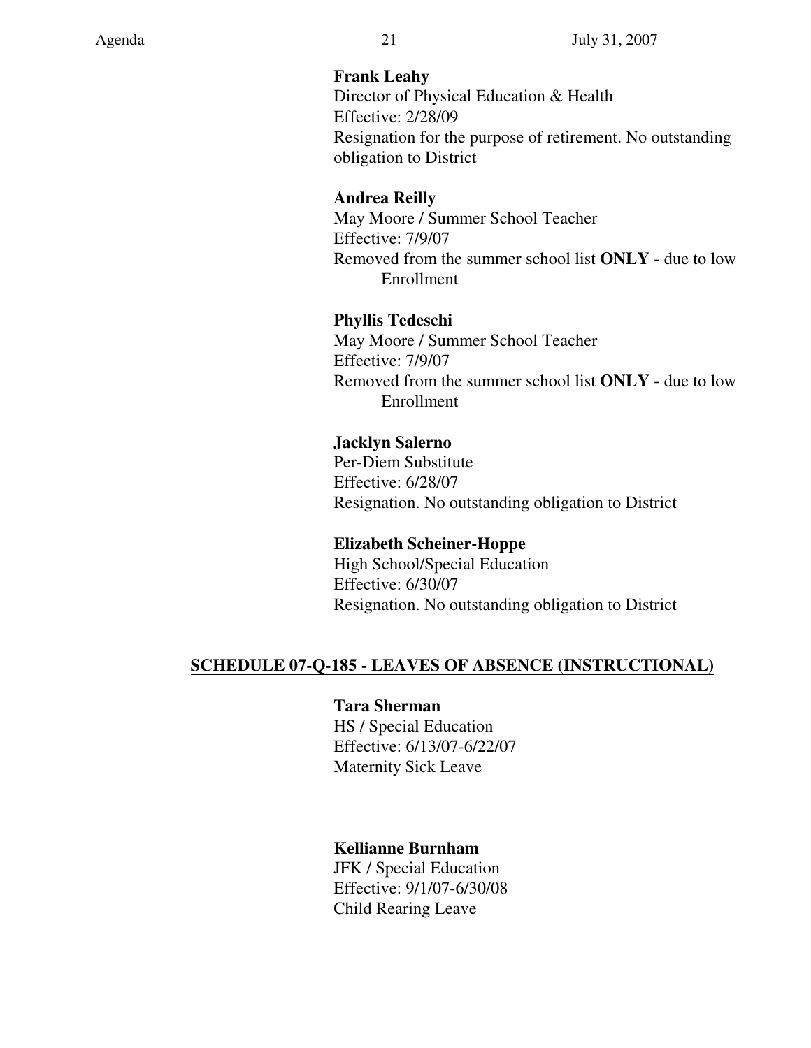**Frank Leahy**
Director of Physical Education & Health
Effective: 2/28/09
Resignation for the purpose of retirement. No outstanding obligation to District

**Andrea Reilly**
May Moore / Summer School Teacher
Effective: 7/9/07
Removed from the summer school list **ONLY** - due to low Enrollment

**Phyllis Tedeschi**
May Moore / Summer School Teacher
Effective: 7/9/07
Removed from the summer school list **ONLY** - due to low Enrollment

**Jacklyn Salerno**
Per-Diem Substitute
Effective: 6/28/07
Resignation. No outstanding obligation to District

**Elizabeth Scheiner-Hoppe**
High School/Special Education
Effective: 6/30/07
Resignation. No outstanding obligation to District

## SCHEDULE 07-Q-185 - LEAVES OF ABSENCE (INSTRUCTIONAL)

**Tara Sherman**
HS / Special Education
Effective: 6/13/07-6/22/07
Maternity Sick Leave

**Kellianne Burnham**
JFK / Special Education
Effective: 9/1/07-6/30/08
Child Rearing Leave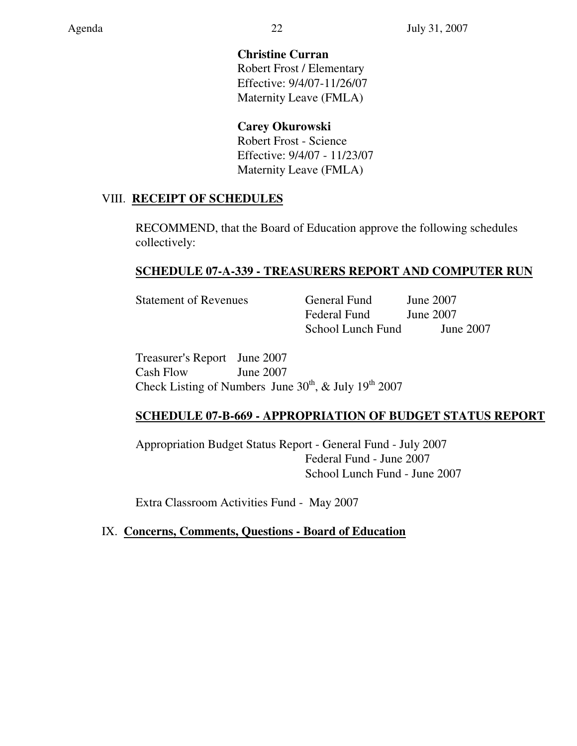**Christine Curran**
Robert Frost / Elementary
Effective: 9/4/07-11/26/07
Maternity Leave (FMLA)

**Carey Okurowski**
Robert Frost - Science
Effective: 9/4/07 - 11/23/07
Maternity Leave (FMLA)

## VIII. RECEIPT OF SCHEDULES

RECOMMEND, that the Board of Education approve the following schedules collectively:

### SCHEDULE 07-A-339 - TREASURERS REPORT AND COMPUTER RUN

| | | |
|---|---|---|
| Statement of Revenues | General Fund | June 2007 |
| | Federal Fund | June 2007 |
| | School Lunch Fund | June 2007 |

Treasurer's Report June 2007
Cash Flow June 2007
Check Listing of Numbers June 30th, & July 19th 2007

### SCHEDULE 07-B-669 - APPROPRIATION OF BUDGET STATUS REPORT

Appropriation Budget Status Report - General Fund - July 2007
Federal Fund - June 2007
School Lunch Fund - June 2007

Extra Classroom Activities Fund - May 2007

## IX. Concerns, Comments, Questions - Board of Education